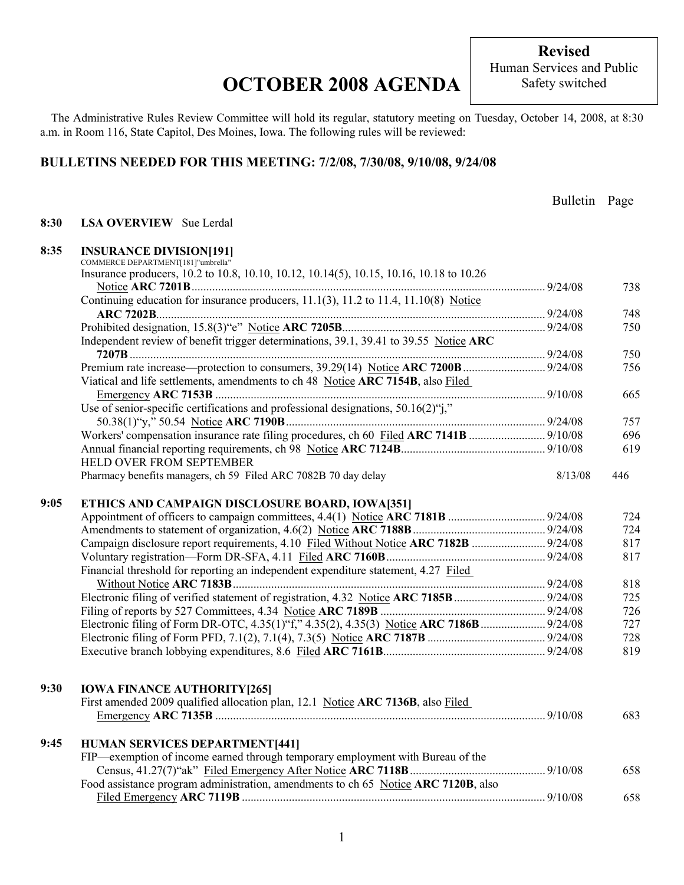**Revised**
Human Services and Public Safety switched

# OCTOBER 2008 AGENDA

The Administrative Rules Review Committee will hold its regular, statutory meeting on Tuesday, October 14, 2008, at 8:30 a.m. in Room 116, State Capitol, Des Moines, Iowa. The following rules will be reviewed:

## BULLETINS NEEDED FOR THIS MEETING: 7/2/08, 7/30/08, 9/10/08, 9/24/08

| Time | Item | Bulletin | Page |
|---|---|---|---|
| **8:30** | **LSA OVERVIEW** Sue Lerdal | | |
| **8:35** | **INSURANCE DIVISION[191]** | | |
| | COMMERCE DEPARTMENT[181]"umbrella" | | |
| | Insurance producers, 10.2 to 10.8, 10.10, 10.12, 10.14(5), 10.15, 10.16, 10.18 to 10.26 Notice **ARC 7201B** | 9/24/08 | 738 |
| | Continuing education for insurance producers, 11.1(3), 11.2 to 11.4, 11.10(8) Notice **ARC 7202B** | 9/24/08 | 748 |
| | Prohibited designation, 15.8(3)"e" Notice **ARC 7205B** | 9/24/08 | 750 |
| | Independent review of benefit trigger determinations, 39.1, 39.41 to 39.55 Notice **ARC 7207B** | 9/24/08 | 750 |
| | Premium rate increase—protection to consumers, 39.29(14) Notice **ARC 7200B** | 9/24/08 | 756 |
| | Viatical and life settlements, amendments to ch 48 Notice **ARC 7154B**, also Filed Emergency **ARC 7153B** | 9/10/08 | 665 |
| | Use of senior-specific certifications and professional designations, 50.16(2)"j," 50.38(1)"y," 50.54 Notice **ARC 7190B** | 9/24/08 | 757 |
| | Workers' compensation insurance rate filing procedures, ch 60 Filed **ARC 7141B** | 9/10/08 | 696 |
| | Annual financial reporting requirements, ch 98 Notice **ARC 7124B** | 9/10/08 | 619 |
| | HELD OVER FROM SEPTEMBER | | |
| | Pharmacy benefits managers, ch 59 Filed ARC 7082B 70 day delay | 8/13/08 | 446 |
| **9:05** | **ETHICS AND CAMPAIGN DISCLOSURE BOARD, IOWA[351]** | | |
| | Appointment of officers to campaign committees, 4.4(1) Notice **ARC 7181B** | 9/24/08 | 724 |
| | Amendments to statement of organization, 4.6(2) Notice **ARC 7188B** | 9/24/08 | 724 |
| | Campaign disclosure report requirements, 4.10 Filed Without Notice **ARC 7182B** | 9/24/08 | 817 |
| | Voluntary registration—Form DR-SFA, 4.11 Filed **ARC 7160B** | 9/24/08 | 817 |
| | Financial threshold for reporting an independent expenditure statement, 4.27 Filed Without Notice **ARC 7183B** | 9/24/08 | 818 |
| | Electronic filing of verified statement of registration, 4.32 Notice **ARC 7185B** | 9/24/08 | 725 |
| | Filing of reports by 527 Committees, 4.34 Notice **ARC 7189B** | 9/24/08 | 726 |
| | Electronic filing of Form DR-OTC, 4.35(1)"f," 4.35(2), 4.35(3) Notice **ARC 7186B** | 9/24/08 | 727 |
| | Electronic filing of Form PFD, 7.1(2), 7.1(4), 7.3(5) Notice **ARC 7187B** | 9/24/08 | 728 |
| | Executive branch lobbying expenditures, 8.6 Filed **ARC 7161B** | 9/24/08 | 819 |
| **9:30** | **IOWA FINANCE AUTHORITY[265]** | | |
| | First amended 2009 qualified allocation plan, 12.1 Notice **ARC 7136B**, also Filed Emergency **ARC 7135B** | 9/10/08 | 683 |
| **9:45** | **HUMAN SERVICES DEPARTMENT[441]** | | |
| | FIP—exemption of income earned through temporary employment with Bureau of the Census, 41.27(7)"ak" Filed Emergency After Notice **ARC 7118B** | 9/10/08 | 658 |
| | Food assistance program administration, amendments to ch 65 Notice **ARC 7120B**, also Filed Emergency **ARC 7119B** | 9/10/08 | 658 |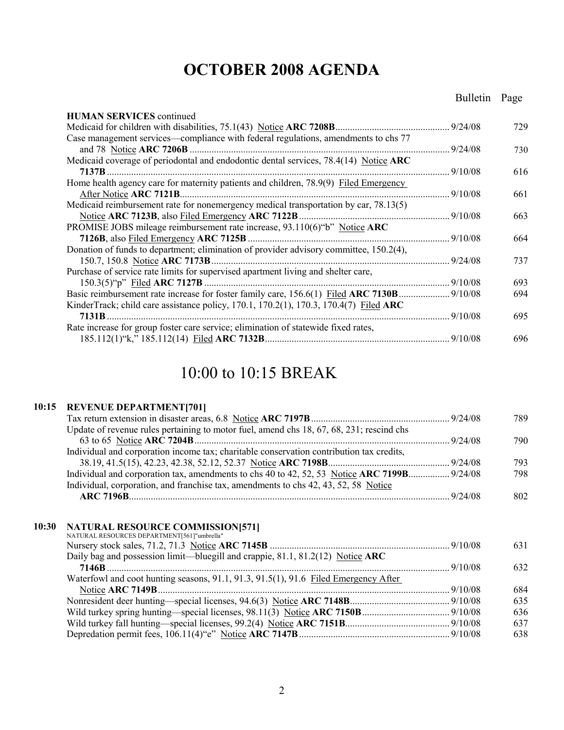# OCTOBER 2008 AGENDA

| | | Bulletin | Page |
|---|---|---|---|
| | **HUMAN SERVICES** continued | | |
| | Medicaid for children with disabilities, 75.1(43) Notice **ARC 7208B** | 9/24/08 | 729 |
| | Case management services—compliance with federal regulations, amendments to chs 77 and 78 Notice **ARC 7206B** | 9/24/08 | 730 |
| | Medicaid coverage of periodontal and endodontic dental services, 78.4(14) Notice **ARC 7137B** | 9/10/08 | 616 |
| | Home health agency care for maternity patients and children, 78.9(9) Filed Emergency After Notice **ARC 7121B** | 9/10/08 | 661 |
| | Medicaid reimbursement rate for nonemergency medical transportation by car, 78.13(5) Notice **ARC 7123B**, also Filed Emergency **ARC 7122B** | 9/10/08 | 663 |
| | PROMISE JOBS mileage reimbursement rate increase, 93.110(6)"b" Notice **ARC 7126B**, also Filed Emergency **ARC 7125B** | 9/10/08 | 664 |
| | Donation of funds to department; elimination of provider advisory committee, 150.2(4), 150.7, 150.8 Notice **ARC 7173B** | 9/24/08 | 737 |
| | Purchase of service rate limits for supervised apartment living and shelter care, 150.3(5)"p" Filed **ARC 7127B** | 9/10/08 | 693 |
| | Basic reimbursement rate increase for foster family care, 156.6(1) Filed **ARC 7130B** | 9/10/08 | 694 |
| | KinderTrack; child care assistance policy, 170.1, 170.2(1), 170.3, 170.4(7) Filed **ARC 7131B** | 9/10/08 | 695 |
| | Rate increase for group foster care service; elimination of statewide fixed rates, 185.112(1)"k," 185.112(14) Filed **ARC 7132B** | 9/10/08 | 696 |

## 10:00 to 10:15 BREAK

| | | Bulletin | Page |
|---|---|---|---|
| **10:15** | **REVENUE DEPARTMENT[701]** | | |
| | Tax return extension in disaster areas, 6.8 Notice **ARC 7197B** | 9/24/08 | 789 |
| | Update of revenue rules pertaining to motor fuel, amend chs 18, 67, 68, 231; rescind chs 63 to 65 Notice **ARC 7204B** | 9/24/08 | 790 |
| | Individual and corporation income tax; charitable conservation contribution tax credits, 38.19, 41.5(15), 42.23, 42.38, 52.12, 52.37 Notice **ARC 7198B** | 9/24/08 | 793 |
| | Individual and corporation tax, amendments to chs 40 to 42, 52, 53 Notice **ARC 7199B** | 9/24/08 | 798 |
| | Individual, corporation, and franchise tax, amendments to chs 42, 43, 52, 58 Notice **ARC 7196B** | 9/24/08 | 802 |
| **10:30** | **NATURAL RESOURCE COMMISSION[571]** NATURAL RESOURCES DEPARTMENT[561]"umbrella" | | |
| | Nursery stock sales, 71.2, 71.3 Notice **ARC 7145B** | 9/10/08 | 631 |
| | Daily bag and possession limit—bluegill and crappie, 81.1, 81.2(12) Notice **ARC 7146B** | 9/10/08 | 632 |
| | Waterfowl and coot hunting seasons, 91.1, 91.3, 91.5(1), 91.6 Filed Emergency After Notice **ARC 7149B** | 9/10/08 | 684 |
| | Nonresident deer hunting—special licenses, 94.6(3) Notice **ARC 7148B** | 9/10/08 | 635 |
| | Wild turkey spring hunting—special licenses, 98.11(3) Notice **ARC 7150B** | 9/10/08 | 636 |
| | Wild turkey fall hunting—special licenses, 99.2(4) Notice **ARC 7151B** | 9/10/08 | 637 |
| | Depredation permit fees, 106.11(4)"e" Notice **ARC 7147B** | 9/10/08 | 638 |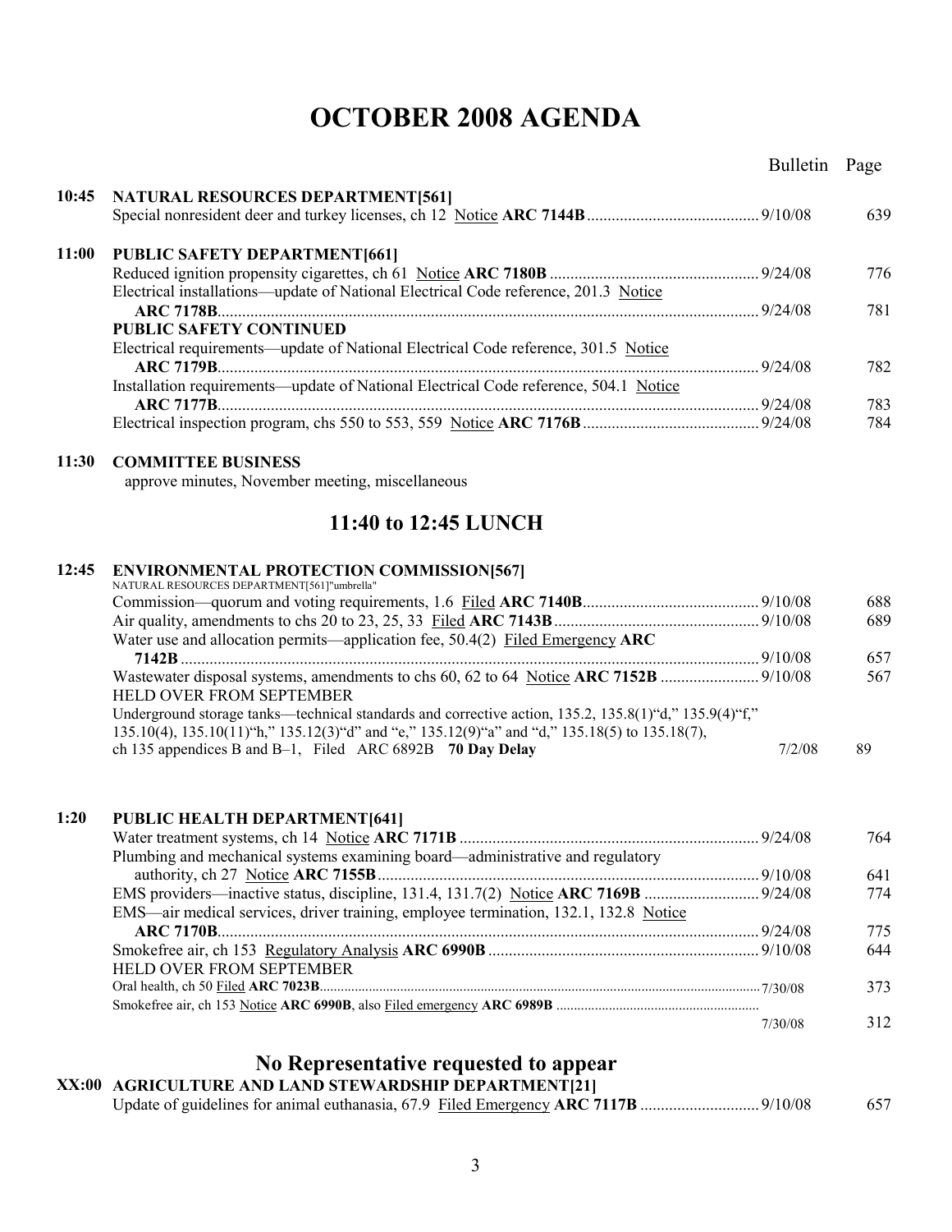# OCTOBER 2008 AGENDA

| Time | Item | Bulletin | Page |
|---|---|---|---|
| **10:45** | **NATURAL RESOURCES DEPARTMENT[561]** | | |
| | Special nonresident deer and turkey licenses, ch 12 Notice **ARC 7144B** | 9/10/08 | 639 |
| **11:00** | **PUBLIC SAFETY DEPARTMENT[661]** | | |
| | Reduced ignition propensity cigarettes, ch 61 Notice **ARC 7180B** | 9/24/08 | 776 |
| | Electrical installations—update of National Electrical Code reference, 201.3 Notice **ARC 7178B** | 9/24/08 | 781 |
| | **PUBLIC SAFETY CONTINUED** | | |
| | Electrical requirements—update of National Electrical Code reference, 301.5 Notice **ARC 7179B** | 9/24/08 | 782 |
| | Installation requirements—update of National Electrical Code reference, 504.1 Notice **ARC 7177B** | 9/24/08 | 783 |
| | Electrical inspection program, chs 550 to 553, 559 Notice **ARC 7176B** | 9/24/08 | 784 |
| **11:30** | **COMMITTEE BUSINESS** | | |
| | approve minutes, November meeting, miscellaneous | | |

## 11:40 to 12:45 LUNCH

| Time | Item | Bulletin | Page |
|---|---|---|---|
| **12:45** | **ENVIRONMENTAL PROTECTION COMMISSION[567]** | | |
| | NATURAL RESOURCES DEPARTMENT[561]"umbrella" | | |
| | Commission—quorum and voting requirements, 1.6 Filed **ARC 7140B** | 9/10/08 | 688 |
| | Air quality, amendments to chs 20 to 23, 25, 33 Filed **ARC 7143B** | 9/10/08 | 689 |
| | Water use and allocation permits—application fee, 50.4(2) Filed Emergency **ARC 7142B** | 9/10/08 | 657 |
| | Wastewater disposal systems, amendments to chs 60, 62 to 64 Notice **ARC 7152B** | 9/10/08 | 567 |
| | HELD OVER FROM SEPTEMBER | | |
| | Underground storage tanks—technical standards and corrective action, 135.2, 135.8(1)"d," 135.9(4)"f," 135.10(4), 135.10(11)"h," 135.12(3)"d" and "e," 135.12(9)"a" and "d," 135.18(5) to 135.18(7), ch 135 appendices B and B–1, Filed ARC 6892B **70 Day Delay** | 7/2/08 | 89 |
| **1:20** | **PUBLIC HEALTH DEPARTMENT[641]** | | |
| | Water treatment systems, ch 14 Notice **ARC 7171B** | 9/24/08 | 764 |
| | Plumbing and mechanical systems examining board—administrative and regulatory authority, ch 27 Notice **ARC 7155B** | 9/10/08 | 641 |
| | EMS providers—inactive status, discipline, 131.4, 131.7(2) Notice **ARC 7169B** | 9/24/08 | 774 |
| | EMS—air medical services, driver training, employee termination, 132.1, 132.8 Notice **ARC 7170B** | 9/24/08 | 775 |
| | Smokefree air, ch 153 Regulatory Analysis **ARC 6990B** | 9/10/08 | 644 |
| | HELD OVER FROM SEPTEMBER | | |
| | Oral health, ch 50 Filed **ARC 7023B** | 7/30/08 | 373 |
| | Smokefree air, ch 153 Notice **ARC 6990B**, also Filed emergency **ARC 6989B** | 7/30/08 | 312 |

## No Representative requested to appear

| Time | Item | Bulletin | Page |
|---|---|---|---|
| **XX:00** | **AGRICULTURE AND LAND STEWARDSHIP DEPARTMENT[21]** | | |
| | Update of guidelines for animal euthanasia, 67.9 Filed Emergency **ARC 7117B** | 9/10/08 | 657 |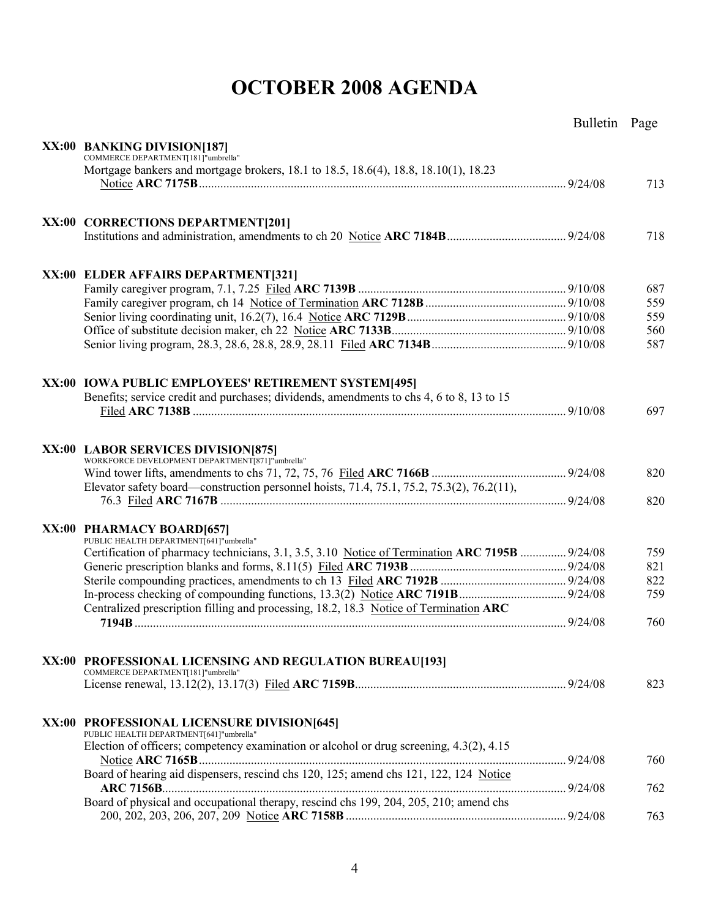# OCTOBER 2008 AGENDA

| | | Bulletin | Page |
|---|---|---|---|
| **XX:00** | **BANKING DIVISION[187]** COMMERCE DEPARTMENT[181]"umbrella" | | |
| | Mortgage bankers and mortgage brokers, 18.1 to 18.5, 18.6(4), 18.8, 18.10(1), 18.23 Notice **ARC 7175B** | 9/24/08 | 713 |
| **XX:00** | **CORRECTIONS DEPARTMENT[201]** | | |
| | Institutions and administration, amendments to ch 20 Notice **ARC 7184B** | 9/24/08 | 718 |
| **XX:00** | **ELDER AFFAIRS DEPARTMENT[321]** | | |
| | Family caregiver program, 7.1, 7.25 Filed **ARC 7139B** | 9/10/08 | 687 |
| | Family caregiver program, ch 14 Notice of Termination **ARC 7128B** | 9/10/08 | 559 |
| | Senior living coordinating unit, 16.2(7), 16.4 Notice **ARC 7129B** | 9/10/08 | 559 |
| | Office of substitute decision maker, ch 22 Notice **ARC 7133B** | 9/10/08 | 560 |
| | Senior living program, 28.3, 28.6, 28.8, 28.9, 28.11 Filed **ARC 7134B** | 9/10/08 | 587 |
| **XX:00** | **IOWA PUBLIC EMPLOYEES' RETIREMENT SYSTEM[495]** | | |
| | Benefits; service credit and purchases; dividends, amendments to chs 4, 6 to 8, 13 to 15 Filed **ARC 7138B** | 9/10/08 | 697 |
| **XX:00** | **LABOR SERVICES DIVISION[875]** WORKFORCE DEVELOPMENT DEPARTMENT[871]"umbrella" | | |
| | Wind tower lifts, amendments to chs 71, 72, 75, 76 Filed **ARC 7166B** | 9/24/08 | 820 |
| | Elevator safety board—construction personnel hoists, 71.4, 75.1, 75.2, 75.3(2), 76.2(11), 76.3 Filed **ARC 7167B** | 9/24/08 | 820 |
| **XX:00** | **PHARMACY BOARD[657]** PUBLIC HEALTH DEPARTMENT[641]"umbrella" | | |
| | Certification of pharmacy technicians, 3.1, 3.5, 3.10 Notice of Termination **ARC 7195B** | 9/24/08 | 759 |
| | Generic prescription blanks and forms, 8.11(5) Filed **ARC 7193B** | 9/24/08 | 821 |
| | Sterile compounding practices, amendments to ch 13 Filed **ARC 7192B** | 9/24/08 | 822 |
| | In-process checking of compounding functions, 13.3(2) Notice **ARC 7191B** | 9/24/08 | 759 |
| | Centralized prescription filling and processing, 18.2, 18.3 Notice of Termination **ARC 7194B** | 9/24/08 | 760 |
| **XX:00** | **PROFESSIONAL LICENSING AND REGULATION BUREAU[193]** COMMERCE DEPARTMENT[181]"umbrella" | | |
| | License renewal, 13.12(2), 13.17(3) Filed **ARC 7159B** | 9/24/08 | 823 |
| **XX:00** | **PROFESSIONAL LICENSURE DIVISION[645]** PUBLIC HEALTH DEPARTMENT[641]"umbrella" | | |
| | Election of officers; competency examination or alcohol or drug screening, 4.3(2), 4.15 Notice **ARC 7165B** | 9/24/08 | 760 |
| | Board of hearing aid dispensers, rescind chs 120, 125; amend chs 121, 122, 124 Notice **ARC 7156B** | 9/24/08 | 762 |
| | Board of physical and occupational therapy, rescind chs 199, 204, 205, 210; amend chs 200, 202, 203, 206, 207, 209 Notice **ARC 7158B** | 9/24/08 | 763 |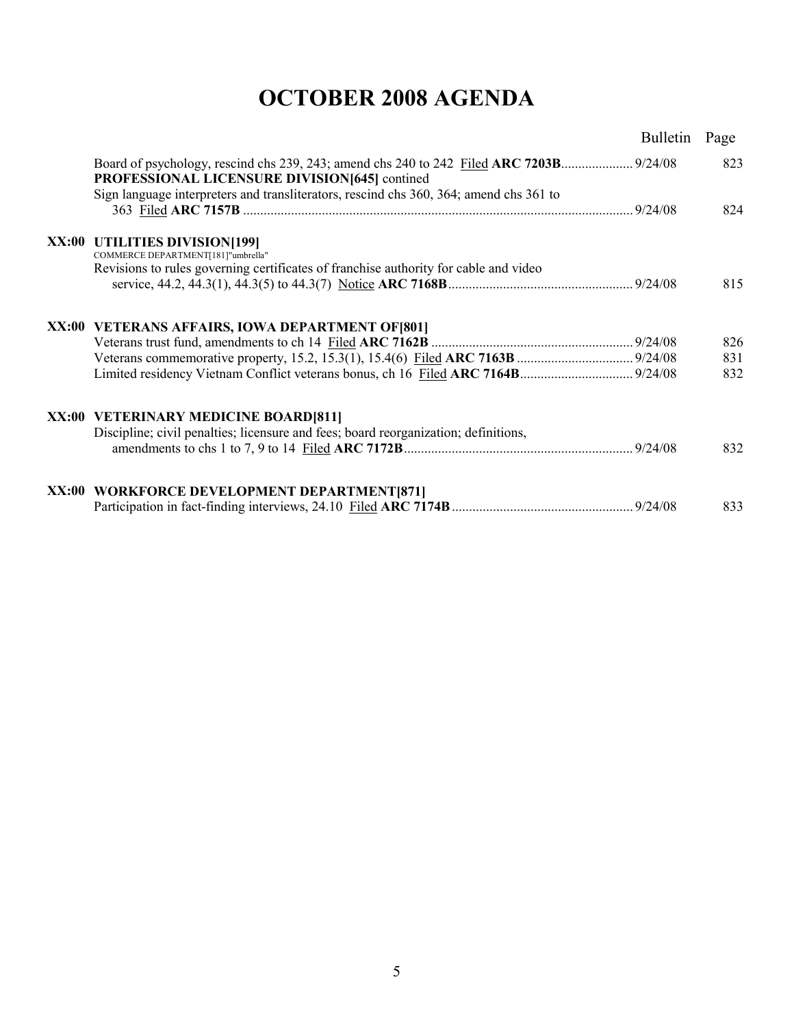# OCTOBER 2008 AGENDA

| | | Bulletin | Page |
|---|---|---|---|
| | Board of psychology, rescind chs 239, 243; amend chs 240 to 242 Filed **ARC 7203B** | 9/24/08 | 823 |
| | **PROFESSIONAL LICENSURE DIVISION[645]** contined | | |
| | Sign language interpreters and transliterators, rescind chs 360, 364; amend chs 361 to 363 Filed **ARC 7157B** | 9/24/08 | 824 |
| **XX:00** | **UTILITIES DIVISION[199]** | | |
| | COMMERCE DEPARTMENT[181]"umbrella" | | |
| | Revisions to rules governing certificates of franchise authority for cable and video service, 44.2, 44.3(1), 44.3(5) to 44.3(7) Notice **ARC 7168B** | 9/24/08 | 815 |
| **XX:00** | **VETERANS AFFAIRS, IOWA DEPARTMENT OF[801]** | | |
| | Veterans trust fund, amendments to ch 14 Filed **ARC 7162B** | 9/24/08 | 826 |
| | Veterans commemorative property, 15.2, 15.3(1), 15.4(6) Filed **ARC 7163B** | 9/24/08 | 831 |
| | Limited residency Vietnam Conflict veterans bonus, ch 16 Filed **ARC 7164B** | 9/24/08 | 832 |
| **XX:00** | **VETERINARY MEDICINE BOARD[811]** | | |
| | Discipline; civil penalties; licensure and fees; board reorganization; definitions, amendments to chs 1 to 7, 9 to 14 Filed **ARC 7172B** | 9/24/08 | 832 |
| **XX:00** | **WORKFORCE DEVELOPMENT DEPARTMENT[871]** | | |
| | Participation in fact-finding interviews, 24.10 Filed **ARC 7174B** | 9/24/08 | 833 |